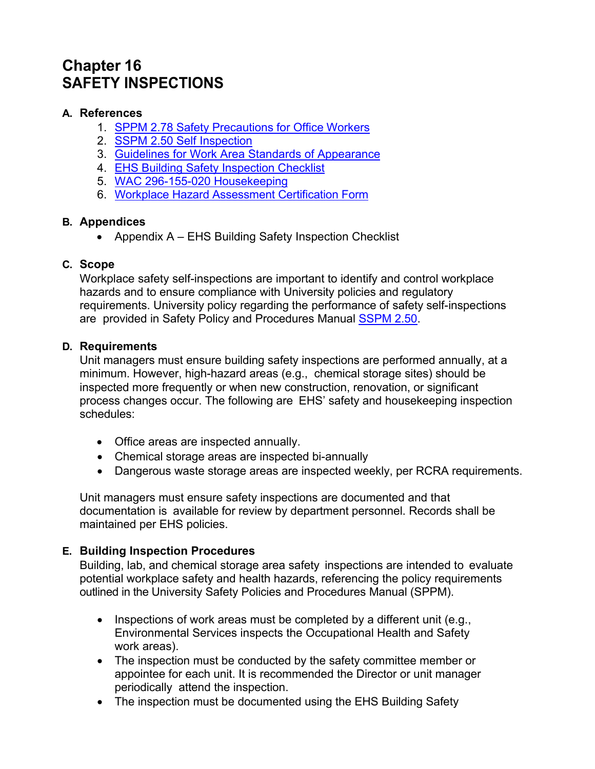# Chapter 16
# SAFETY INSPECTIONS

## A. References

1. SPPM 2.78 Safety Precautions for Office Workers
2. SSPM 2.50 Self Inspection
3. Guidelines for Work Area Standards of Appearance
4. EHS Building Safety Inspection Checklist
5. WAC 296-155-020 Housekeeping
6. Workplace Hazard Assessment Certification Form

## B. Appendices

- Appendix A – EHS Building Safety Inspection Checklist

## C. Scope

Workplace safety self-inspections are important to identify and control workplace hazards and to ensure compliance with University policies and regulatory requirements. University policy regarding the performance of safety self-inspections are provided in Safety Policy and Procedures Manual SSPM 2.50.

## D. Requirements

Unit managers must ensure building safety inspections are performed annually, at a minimum. However, high-hazard areas (e.g., chemical storage sites) should be inspected more frequently or when new construction, renovation, or significant process changes occur. The following are EHS' safety and housekeeping inspection schedules:

- Office areas are inspected annually.
- Chemical storage areas are inspected bi-annually
- Dangerous waste storage areas are inspected weekly, per RCRA requirements.

Unit managers must ensure safety inspections are documented and that documentation is available for review by department personnel. Records shall be maintained per EHS policies.

## E. Building Inspection Procedures

Building, lab, and chemical storage area safety inspections are intended to evaluate potential workplace safety and health hazards, referencing the policy requirements outlined in the University Safety Policies and Procedures Manual (SPPM).

- Inspections of work areas must be completed by a different unit (e.g., Environmental Services inspects the Occupational Health and Safety work areas).
- The inspection must be conducted by the safety committee member or appointee for each unit. It is recommended the Director or unit manager periodically attend the inspection.
- The inspection must be documented using the EHS Building Safety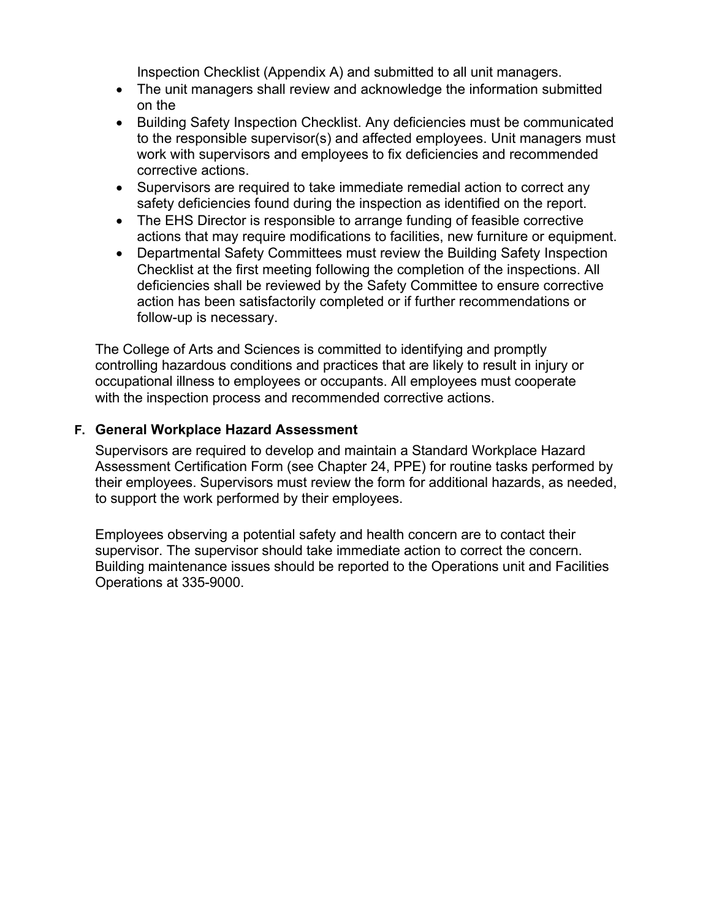Inspection Checklist (Appendix A) and submitted to all unit managers.

- The unit managers shall review and acknowledge the information submitted on the
- Building Safety Inspection Checklist. Any deficiencies must be communicated to the responsible supervisor(s) and affected employees. Unit managers must work with supervisors and employees to fix deficiencies and recommended corrective actions.
- Supervisors are required to take immediate remedial action to correct any safety deficiencies found during the inspection as identified on the report.
- The EHS Director is responsible to arrange funding of feasible corrective actions that may require modifications to facilities, new furniture or equipment.
- Departmental Safety Committees must review the Building Safety Inspection Checklist at the first meeting following the completion of the inspections. All deficiencies shall be reviewed by the Safety Committee to ensure corrective action has been satisfactorily completed or if further recommendations or follow-up is necessary.

The College of Arts and Sciences is committed to identifying and promptly controlling hazardous conditions and practices that are likely to result in injury or occupational illness to employees or occupants. All employees must cooperate with the inspection process and recommended corrective actions.

### F. General Workplace Hazard Assessment

Supervisors are required to develop and maintain a Standard Workplace Hazard Assessment Certification Form (see Chapter 24, PPE) for routine tasks performed by their employees. Supervisors must review the form for additional hazards, as needed, to support the work performed by their employees.

Employees observing a potential safety and health concern are to contact their supervisor. The supervisor should take immediate action to correct the concern. Building maintenance issues should be reported to the Operations unit and Facilities Operations at 335-9000.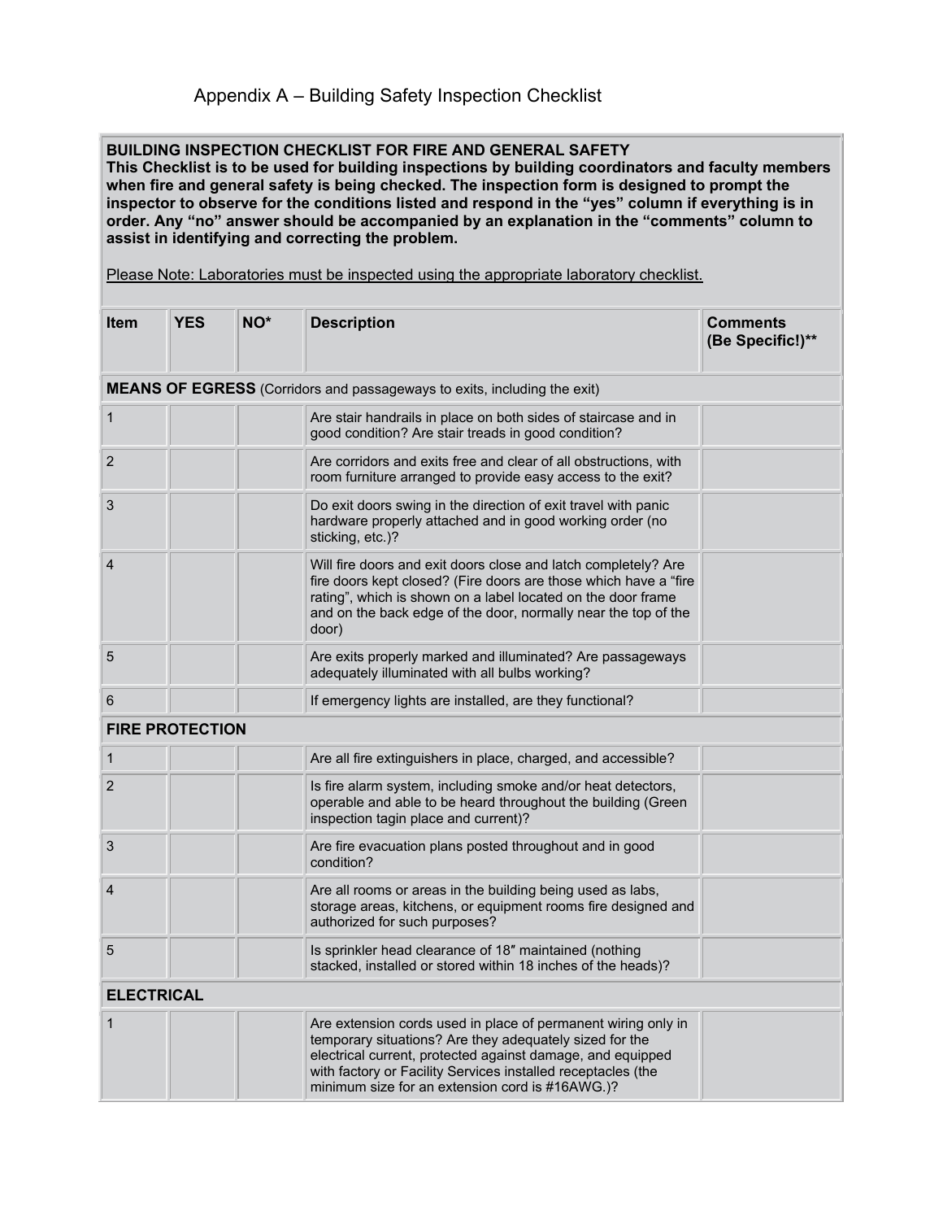## Appendix A – Building Safety Inspection Checklist

**BUILDING INSPECTION CHECKLIST FOR FIRE AND GENERAL SAFETY**
**This Checklist is to be used for building inspections by building coordinators and faculty members when fire and general safety is being checked. The inspection form is designed to prompt the inspector to observe for the conditions listed and respond in the "yes" column if everything is in order. Any "no" answer should be accompanied by an explanation in the "comments" column to assist in identifying and correcting the problem.**

Please Note: Laboratories must be inspected using the appropriate laboratory checklist.

| Item | YES | NO* | Description | Comments (Be Specific!)** |
|---|---|---|---|---|
| **MEANS OF EGRESS** (Corridors and passageways to exits, including the exit) | | | | |
| 1 | | | Are stair handrails in place on both sides of staircase and in good condition? Are stair treads in good condition? | |
| 2 | | | Are corridors and exits free and clear of all obstructions, with room furniture arranged to provide easy access to the exit? | |
| 3 | | | Do exit doors swing in the direction of exit travel with panic hardware properly attached and in good working order (no sticking, etc.)? | |
| 4 | | | Will fire doors and exit doors close and latch completely? Are fire doors kept closed? (Fire doors are those which have a "fire rating", which is shown on a label located on the door frame and on the back edge of the door, normally near the top of the door) | |
| 5 | | | Are exits properly marked and illuminated? Are passageways adequately illuminated with all bulbs working? | |
| 6 | | | If emergency lights are installed, are they functional? | |
| **FIRE PROTECTION** | | | | |
| 1 | | | Are all fire extinguishers in place, charged, and accessible? | |
| 2 | | | Is fire alarm system, including smoke and/or heat detectors, operable and able to be heard throughout the building (Green inspection tagin place and current)? | |
| 3 | | | Are fire evacuation plans posted throughout and in good condition? | |
| 4 | | | Are all rooms or areas in the building being used as labs, storage areas, kitchens, or equipment rooms fire designed and authorized for such purposes? | |
| 5 | | | Is sprinkler head clearance of 18″ maintained (nothing stacked, installed or stored within 18 inches of the heads)? | |
| **ELECTRICAL** | | | | |
| 1 | | | Are extension cords used in place of permanent wiring only in temporary situations? Are they adequately sized for the electrical current, protected against damage, and equipped with factory or Facility Services installed receptacles (the minimum size for an extension cord is #16AWG.)? | |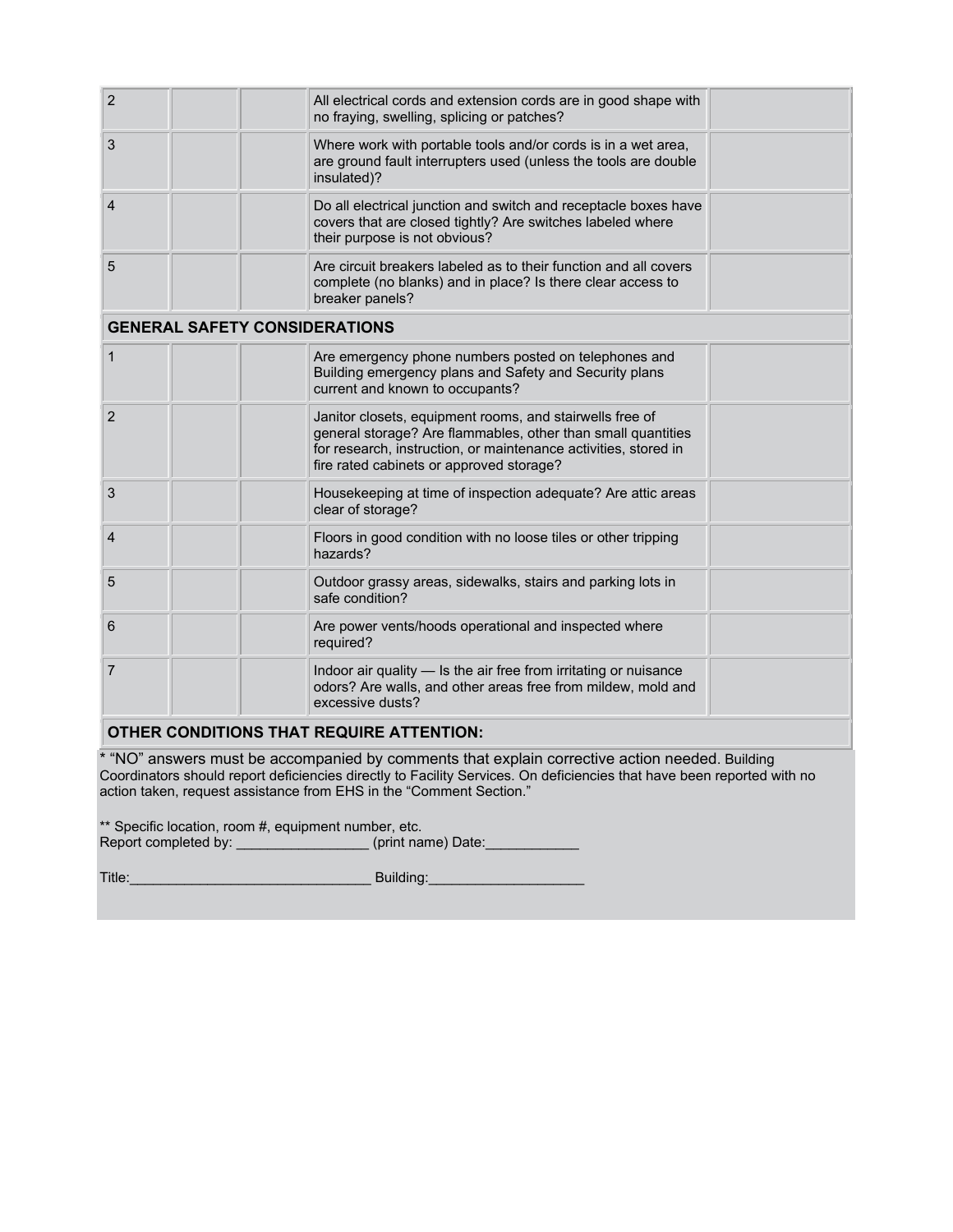| | | | | |
|---|---|---|---|---|
| 2 | | | All electrical cords and extension cords are in good shape with no fraying, swelling, splicing or patches? | |
| 3 | | | Where work with portable tools and/or cords is in a wet area, are ground fault interrupters used (unless the tools are double insulated)? | |
| 4 | | | Do all electrical junction and switch and receptacle boxes have covers that are closed tightly? Are switches labeled where their purpose is not obvious? | |
| 5 | | | Are circuit breakers labeled as to their function and all covers complete (no blanks) and in place? Is there clear access to breaker panels? | |
| **GENERAL SAFETY CONSIDERATIONS** | | | | |
| 1 | | | Are emergency phone numbers posted on telephones and Building emergency plans and Safety and Security plans current and known to occupants? | |
| 2 | | | Janitor closets, equipment rooms, and stairwells free of general storage? Are flammables, other than small quantities for research, instruction, or maintenance activities, stored in fire rated cabinets or approved storage? | |
| 3 | | | Housekeeping at time of inspection adequate? Are attic areas clear of storage? | |
| 4 | | | Floors in good condition with no loose tiles or other tripping hazards? | |
| 5 | | | Outdoor grassy areas, sidewalks, stairs and parking lots in safe condition? | |
| 6 | | | Are power vents/hoods operational and inspected where required? | |
| 7 | | | Indoor air quality — Is the air free from irritating or nuisance odors? Are walls, and other areas free from mildew, mold and excessive dusts? | |
| **OTHER CONDITIONS THAT REQUIRE ATTENTION:** | | | | |

* "NO" answers must be accompanied by comments that explain corrective action needed. Building Coordinators should report deficiencies directly to Facility Services. On deficiencies that have been reported with no action taken, request assistance from EHS in the "Comment Section."

** Specific location, room #, equipment number, etc.

Report completed by: _________________ (print name) Date:____________

Title:_______________________________ Building:____________________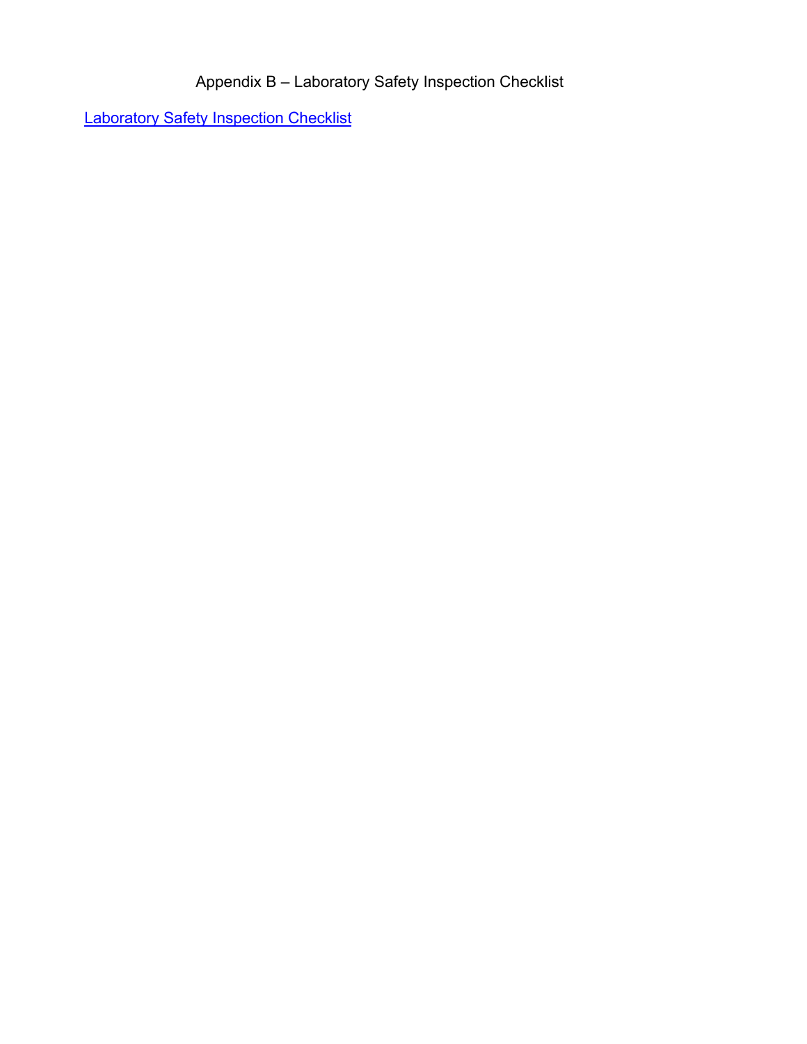# Appendix B – Laboratory Safety Inspection Checklist

Laboratory Safety Inspection Checklist